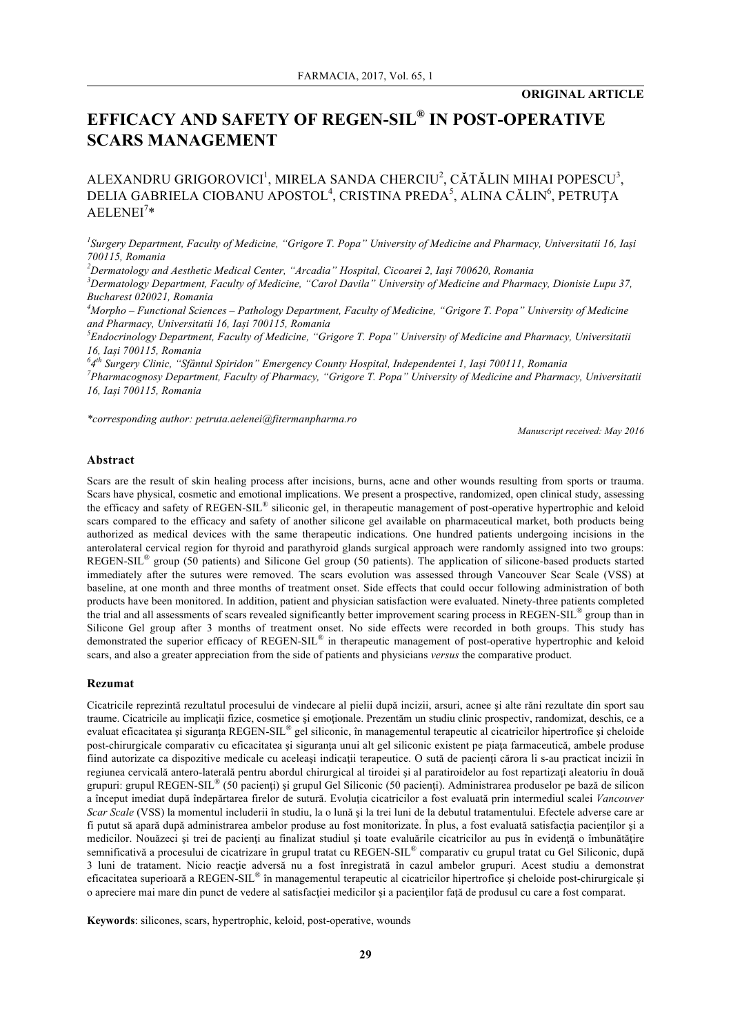**ORIGINAL ARTICLE**

# EFFICACY AND SAFETY OF REGEN-SIL® IN POST-OPERATIVE SCARS MANAGEMENT

ALEXANDRU GRIGOROVICI[1], MIRELA SANDA CHERCIU[2], CĂTĂLIN MIHAI POPESCU[3], DELIA GABRIELA CIOBANU APOSTOL[4], CRISTINA PREDA[5], ALINA CĂLIN[6], PETRUȚA AELENEI[7]*

*[1]Surgery Department, Faculty of Medicine, "Grigore T. Popa" University of Medicine and Pharmacy, Universitatii 16, Iași 700115, Romania*

*[2]Dermatology and Aesthetic Medical Center, "Arcadia" Hospital, Cicoarei 2, Iași 700620, Romania*

*[3]Dermatology Department, Faculty of Medicine, "Carol Davila" University of Medicine and Pharmacy, Dionisie Lupu 37, Bucharest 020021, Romania*

*[4]Morpho – Functional Sciences – Pathology Department, Faculty of Medicine, "Grigore T. Popa" University of Medicine and Pharmacy, Universitatii 16, Iași 700115, Romania*

*[5]Endocrinology Department, Faculty of Medicine, "Grigore T. Popa" University of Medicine and Pharmacy, Universitatii 16, Iași 700115, Romania*

*[6]4th Surgery Clinic, "Sfântul Spiridon" Emergency County Hospital, Independentei 1, Iași 700111, Romania*

*[7]Pharmacognosy Department, Faculty of Pharmacy, "Grigore T. Popa" University of Medicine and Pharmacy, Universitatii 16, Iași 700115, Romania*

*\*corresponding author: petruta.aelenei@fitermanpharma.ro*

*Manuscript received: May 2016*

### Abstract

Scars are the result of skin healing process after incisions, burns, acne and other wounds resulting from sports or trauma. Scars have physical, cosmetic and emotional implications. We present a prospective, randomized, open clinical study, assessing the efficacy and safety of REGEN-SIL® siliconic gel, in therapeutic management of post-operative hypertrophic and keloid scars compared to the efficacy and safety of another silicone gel available on pharmaceutical market, both products being authorized as medical devices with the same therapeutic indications. One hundred patients undergoing incisions in the anterolateral cervical region for thyroid and parathyroid glands surgical approach were randomly assigned into two groups: REGEN-SIL® group (50 patients) and Silicone Gel group (50 patients). The application of silicone-based products started immediately after the sutures were removed. The scars evolution was assessed through Vancouver Scar Scale (VSS) at baseline, at one month and three months of treatment onset. Side effects that could occur following administration of both products have been monitored. In addition, patient and physician satisfaction were evaluated. Ninety-three patients completed the trial and all assessments of scars revealed significantly better improvement scaring process in REGEN-SIL® group than in Silicone Gel group after 3 months of treatment onset. No side effects were recorded in both groups. This study has demonstrated the superior efficacy of REGEN-SIL® in therapeutic management of post-operative hypertrophic and keloid scars, and also a greater appreciation from the side of patients and physicians *versus* the comparative product.

### Rezumat

Cicatricile reprezintă rezultatul procesului de vindecare al pielii după incizii, arsuri, acnee şi alte răni rezultate din sport sau traume. Cicatricile au implicaţii fizice, cosmetice şi emoţionale. Prezentăm un studiu clinic prospectiv, randomizat, deschis, ce a evaluat eficacitatea şi siguranţa REGEN-SIL® gel siliconic, în managementul terapeutic al cicatricilor hipertrofice şi cheloide post-chirurgicale comparativ cu eficacitatea şi siguranţa unui alt gel siliconic existent pe piaţa farmaceutică, ambele produse fiind autorizate ca dispozitive medicale cu aceleaşi indicaţii terapeutice. O sută de pacienţi cărora li s-au practicat incizii în regiunea cervicală antero-laterală pentru abordul chirurgical al tiroidei şi al paratiroidelor au fost repartizaţi aleatoriu în două grupuri: grupul REGEN-SIL® (50 pacienţi) şi grupul Gel Siliconic (50 pacienţi). Administrarea produselor pe bază de silicon a început imediat după îndepărtarea firelor de sutură. Evoluţia cicatricilor a fost evaluată prin intermediul scalei *Vancouver Scar Scale* (VSS) la momentul includerii în studiu, la o lună şi la trei luni de la debutul tratamentului. Efectele adverse care ar fi putut să apară după administrarea ambelor produse au fost monitorizate. În plus, a fost evaluată satisfacţia pacienţilor şi a medicilor. Nouăzeci şi trei de pacienţi au finalizat studiul şi toate evaluările cicatricilor au pus în evidenţă o îmbunătăţire semnificativă a procesului de cicatrizare în grupul tratat cu REGEN-SIL® comparativ cu grupul tratat cu Gel Siliconic, după 3 luni de tratament. Nicio reacţie adversă nu a fost înregistrată în cazul ambelor grupuri. Acest studiu a demonstrat eficacitatea superioară a REGEN-SIL® în managementul terapeutic al cicatricilor hipertrofice şi cheloide post-chirurgicale şi o apreciere mai mare din punct de vedere al satisfacţiei medicilor şi a pacienţilor faţă de produsul cu care a fost comparat.

**Keywords**: silicones, scars, hypertrophic, keloid, post-operative, wounds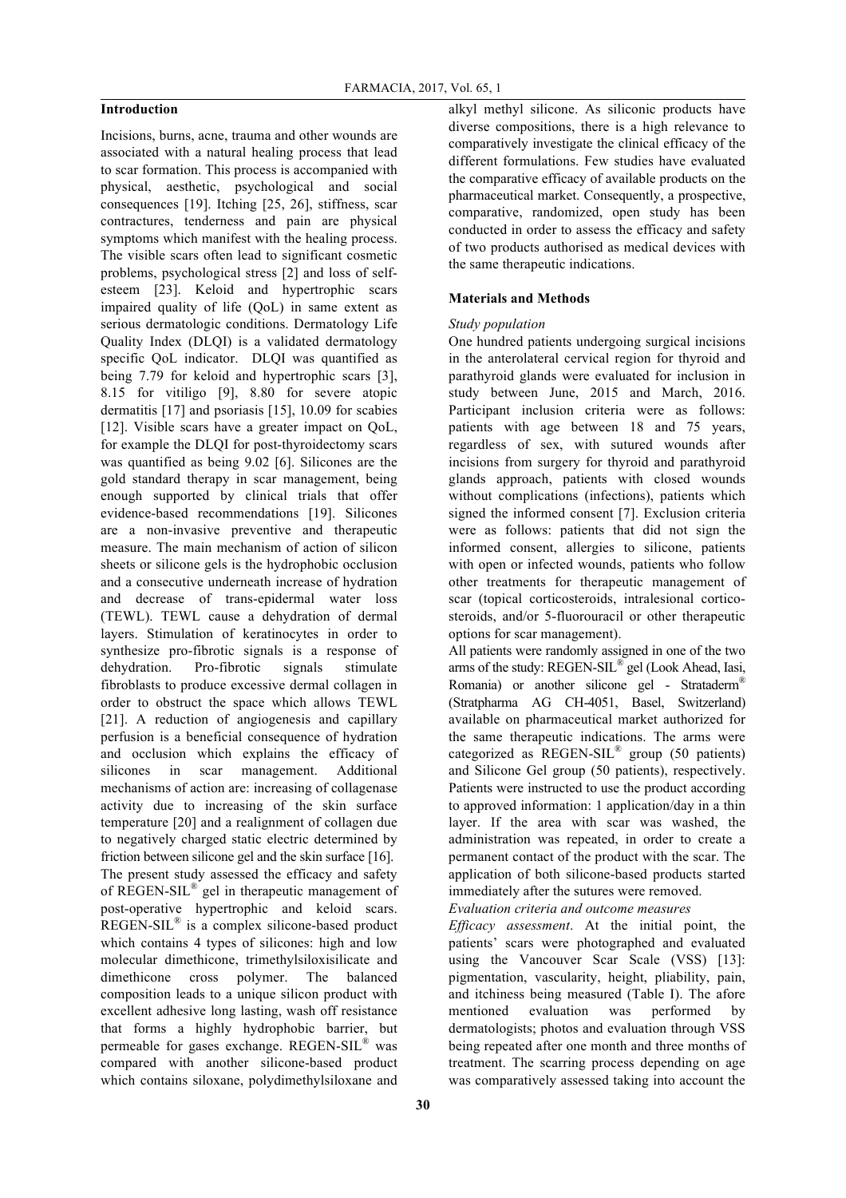## Introduction

Incisions, burns, acne, trauma and other wounds are associated with a natural healing process that lead to scar formation. This process is accompanied with physical, aesthetic, psychological and social consequences [19]. Itching [25, 26], stiffness, scar contractures, tenderness and pain are physical symptoms which manifest with the healing process. The visible scars often lead to significant cosmetic problems, psychological stress [2] and loss of self-esteem [23]. Keloid and hypertrophic scars impaired quality of life (QoL) in same extent as serious dermatologic conditions. Dermatology Life Quality Index (DLQI) is a validated dermatology specific QoL indicator. DLQI was quantified as being 7.79 for keloid and hypertrophic scars [3], 8.15 for vitiligo [9], 8.80 for severe atopic dermatitis [17] and psoriasis [15], 10.09 for scabies [12]. Visible scars have a greater impact on QoL, for example the DLQI for post-thyroidectomy scars was quantified as being 9.02 [6]. Silicones are the gold standard therapy in scar management, being enough supported by clinical trials that offer evidence-based recommendations [19]. Silicones are a non-invasive preventive and therapeutic measure. The main mechanism of action of silicon sheets or silicone gels is the hydrophobic occlusion and a consecutive underneath increase of hydration and decrease of trans-epidermal water loss (TEWL). TEWL cause a dehydration of dermal layers. Stimulation of keratinocytes in order to synthesize pro-fibrotic signals is a response of dehydration. Pro-fibrotic signals stimulate fibroblasts to produce excessive dermal collagen in order to obstruct the space which allows TEWL [21]. A reduction of angiogenesis and capillary perfusion is a beneficial consequence of hydration and occlusion which explains the efficacy of silicones in scar management. Additional mechanisms of action are: increasing of collagenase activity due to increasing of the skin surface temperature [20] and a realignment of collagen due to negatively charged static electric determined by friction between silicone gel and the skin surface [16].

The present study assessed the efficacy and safety of REGEN-SIL® gel in therapeutic management of post-operative hypertrophic and keloid scars. REGEN-SIL® is a complex silicone-based product which contains 4 types of silicones: high and low molecular dimethicone, trimethylsiloxisilicate and dimethicone cross polymer. The balanced composition leads to a unique silicon product with excellent adhesive long lasting, wash off resistance that forms a highly hydrophobic barrier, but permeable for gases exchange. REGEN-SIL® was compared with another silicone-based product which contains siloxane, polydimethylsiloxane and alkyl methyl silicone. As siliconic products have diverse compositions, there is a high relevance to comparatively investigate the clinical efficacy of the different formulations. Few studies have evaluated the comparative efficacy of available products on the pharmaceutical market. Consequently, a prospective, comparative, randomized, open study has been conducted in order to assess the efficacy and safety of two products authorised as medical devices with the same therapeutic indications.

## Materials and Methods

*Study population*

One hundred patients undergoing surgical incisions in the anterolateral cervical region for thyroid and parathyroid glands were evaluated for inclusion in study between June, 2015 and March, 2016. Participant inclusion criteria were as follows: patients with age between 18 and 75 years, regardless of sex, with sutured wounds after incisions from surgery for thyroid and parathyroid glands approach, patients with closed wounds without complications (infections), patients which signed the informed consent [7]. Exclusion criteria were as follows: patients that did not sign the informed consent, allergies to silicone, patients with open or infected wounds, patients who follow other treatments for therapeutic management of scar (topical corticosteroids, intralesional corticosteroids, and/or 5-fluorouracil or other therapeutic options for scar management).

All patients were randomly assigned in one of the two arms of the study: REGEN-SIL® gel (Look Ahead, Iasi, Romania) or another silicone gel - Strataderm® (Stratpharma AG CH-4051, Basel, Switzerland) available on pharmaceutical market authorized for the same therapeutic indications. The arms were categorized as REGEN-SIL® group (50 patients) and Silicone Gel group (50 patients), respectively. Patients were instructed to use the product according to approved information: 1 application/day in a thin layer. If the area with scar was washed, the administration was repeated, in order to create a permanent contact of the product with the scar. The application of both silicone-based products started immediately after the sutures were removed.

*Evaluation criteria and outcome measures*

*Efficacy assessment*. At the initial point, the patients' scars were photographed and evaluated using the Vancouver Scar Scale (VSS) [13]: pigmentation, vascularity, height, pliability, pain, and itchiness being measured (Table I). The afore mentioned evaluation was performed by dermatologists; photos and evaluation through VSS being repeated after one month and three months of treatment. The scarring process depending on age was comparatively assessed taking into account the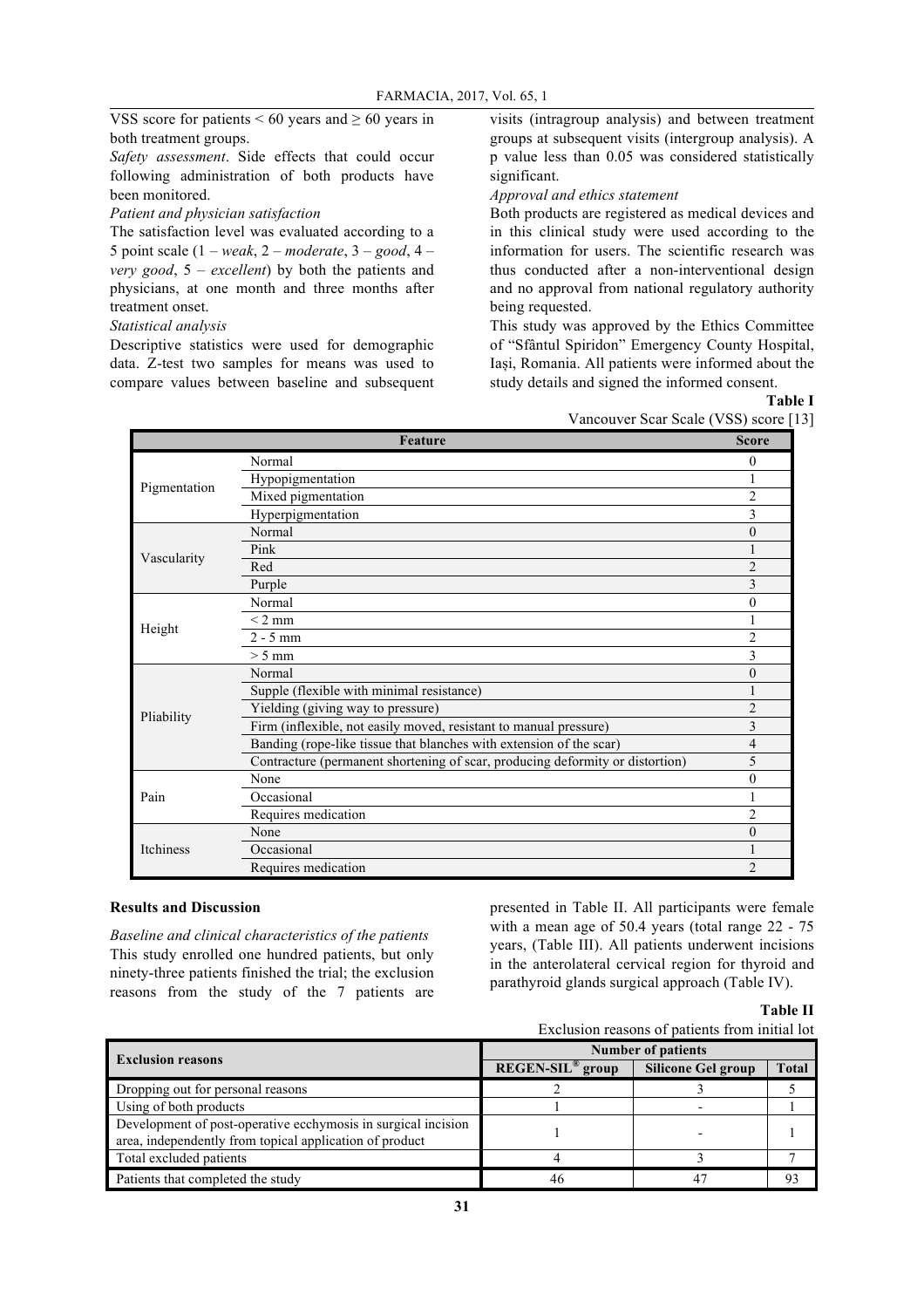VSS score for patients < 60 years and ≥ 60 years in both treatment groups.

*Safety assessment*. Side effects that could occur following administration of both products have been monitored.

*Patient and physician satisfaction*

The satisfaction level was evaluated according to a 5 point scale (1 – *weak*, 2 – *moderate*, 3 – *good*, 4 – *very good*, 5 – *excellent*) by both the patients and physicians, at one month and three months after treatment onset.

*Statistical analysis*

Descriptive statistics were used for demographic data. Z-test two samples for means was used to compare values between baseline and subsequent visits (intragroup analysis) and between treatment groups at subsequent visits (intergroup analysis). A p value less than 0.05 was considered statistically significant.

*Approval and ethics statement*

Both products are registered as medical devices and in this clinical study were used according to the information for users. The scientific research was thus conducted after a non-interventional design and no approval from national regulatory authority being requested.

This study was approved by the Ethics Committee of "Sfântul Spiridon" Emergency County Hospital, Iași, Romania. All patients were informed about the study details and signed the informed consent.

**Table I**

Vancouver Scar Scale (VSS) score [13]

| Feature | | Score |
|---|---|---|
| Pigmentation | Normal | 0 |
| | Hypopigmentation | 1 |
| | Mixed pigmentation | 2 |
| | Hyperpigmentation | 3 |
| Vascularity | Normal | 0 |
| | Pink | 1 |
| | Red | 2 |
| | Purple | 3 |
| Height | Normal | 0 |
| | < 2 mm | 1 |
| | 2 - 5 mm | 2 |
| | > 5 mm | 3 |
| Pliability | Normal | 0 |
| | Supple (flexible with minimal resistance) | 1 |
| | Yielding (giving way to pressure) | 2 |
| | Firm (inflexible, not easily moved, resistant to manual pressure) | 3 |
| | Banding (rope-like tissue that blanches with extension of the scar) | 4 |
| | Contracture (permanent shortening of scar, producing deformity or distortion) | 5 |
| Pain | None | 0 |
| | Occasional | 1 |
| | Requires medication | 2 |
| Itchiness | None | 0 |
| | Occasional | 1 |
| | Requires medication | 2 |

## Results and Discussion

*Baseline and clinical characteristics of the patients*

This study enrolled one hundred patients, but only ninety-three patients finished the trial; the exclusion reasons from the study of the 7 patients are presented in Table II. All participants were female with a mean age of 50.4 years (total range 22 - 75 years, (Table III). All patients underwent incisions in the anterolateral cervical region for thyroid and parathyroid glands surgical approach (Table IV).

**Table II**

Exclusion reasons of patients from initial lot

| Exclusion reasons | Number of patients | | |
|---|---|---|---|
| | REGEN-SIL® group | Silicone Gel group | Total |
| Dropping out for personal reasons | 2 | 3 | 5 |
| Using of both products | 1 | - | 1 |
| Development of post-operative ecchymosis in surgical incision area, independently from topical application of product | 1 | - | 1 |
| Total excluded patients | 4 | 3 | 7 |
| Patients that completed the study | 46 | 47 | 93 |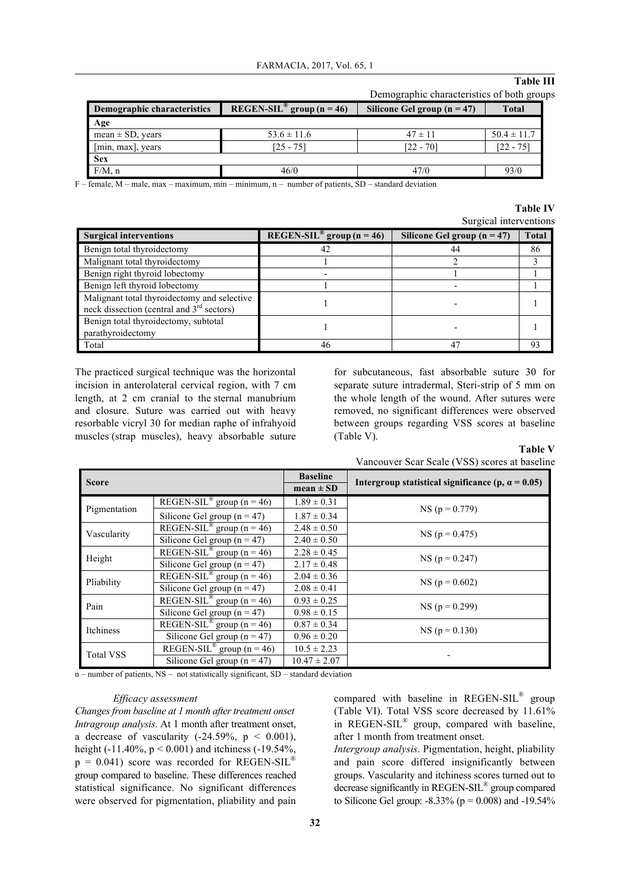**Table III**

Demographic characteristics of both groups

| Demographic characteristics | REGEN-SIL® group (n = 46) | Silicone Gel group (n = 47) | Total |
|---|---|---|---|
| **Age** | | | |
| mean ± SD, years | 53.6 ± 11.6 | 47 ± 11 | 50.4 ± 11.7 |
| [min, max], years | [25 - 75] | [22 - 70] | [22 - 75] |
| **Sex** | | | |
| F/M, n | 46/0 | 47/0 | 93/0 |

F – female, M – male, max – maximum, min – minimum, n – number of patients, SD – standard deviation

**Table IV**

Surgical interventions

| Surgical interventions | REGEN-SIL® group (n = 46) | Silicone Gel group (n = 47) | Total |
|---|---|---|---|
| Benign total thyroidectomy | 42 | 44 | 86 |
| Malignant total thyroidectomy | 1 | 2 | 3 |
| Benign right thyroid lobectomy | - | 1 | 1 |
| Benign left thyroid lobectomy | 1 | - | 1 |
| Malignant total thyroidectomy and selective neck dissection (central and 3rd sectors) | 1 | - | 1 |
| Benign total thyroidectomy, subtotal parathyroidectomy | 1 | - | 1 |
| Total | 46 | 47 | 93 |

The practiced surgical technique was the horizontal incision in anterolateral cervical region, with 7 cm length, at 2 cm cranial to the sternal manubrium and closure. Suture was carried out with heavy resorbable vicryl 30 for median raphe of infrahyoid muscles (strap muscles), heavy absorbable suture for subcutaneous, fast absorbable suture 30 for separate suture intradermal, Steri-strip of 5 mm on the whole length of the wound. After sutures were removed, no significant differences were observed between groups regarding VSS scores at baseline (Table V).

**Table V**

Vancouver Scar Scale (VSS) scores at baseline

| Score | | Baseline mean ± SD | Intergroup statistical significance (p, $\alpha = 0.05$) |
|---|---|---|---|
| Pigmentation | REGEN-SIL® group (n = 46) | 1.89 ± 0.31 | NS (p = 0.779) |
| | Silicone Gel group (n = 47) | 1.87 ± 0.34 | |
| Vascularity | REGEN-SIL® group (n = 46) | 2.48 ± 0.50 | NS (p = 0.475) |
| | Silicone Gel group (n = 47) | 2.40 ± 0.50 | |
| Height | REGEN-SIL® group (n = 46) | 2.28 ± 0.45 | NS (p = 0.247) |
| | Silicone Gel group (n = 47) | 2.17 ± 0.48 | |
| Pliability | REGEN-SIL® group (n = 46) | 2.04 ± 0.36 | NS (p = 0.602) |
| | Silicone Gel group (n = 47) | 2.08 ± 0.41 | |
| Pain | REGEN-SIL® group (n = 46) | 0.93 ± 0.25 | NS (p = 0.299) |
| | Silicone Gel group (n = 47) | 0.98 ± 0.15 | |
| Itchiness | REGEN-SIL® group (n = 46) | 0.87 ± 0.34 | NS (p = 0.130) |
| | Silicone Gel group (n = 47) | 0.96 ± 0.20 | |
| Total VSS | REGEN-SIL® group (n = 46) | 10.5 ± 2.23 | - |
| | Silicone Gel group (n = 47) | 10.47 ± 2.07 | |

n – number of patients, NS – not statistically significant, SD – standard deviation

*Efficacy assessment*

*Changes from baseline at 1 month after treatment onset*

*Intragroup analysis*. At 1 month after treatment onset, a decrease of vascularity (-24.59%, $p < 0.001$), height (-11.40%, $p < 0.001$) and itchiness (-19.54%, $p = 0.041$) score was recorded for REGEN-SIL® group compared to baseline. These differences reached statistical significance. No significant differences were observed for pigmentation, pliability and pain compared with baseline in REGEN-SIL® group (Table VI). Total VSS score decreased by 11.61% in REGEN-SIL® group, compared with baseline, after 1 month from treatment onset.

*Intergroup analysis*. Pigmentation, height, pliability and pain score differed insignificantly between groups. Vascularity and itchiness scores turned out to decrease significantly in REGEN-SIL® group compared to Silicone Gel group: -8.33% ($p = 0.008$) and -19.54%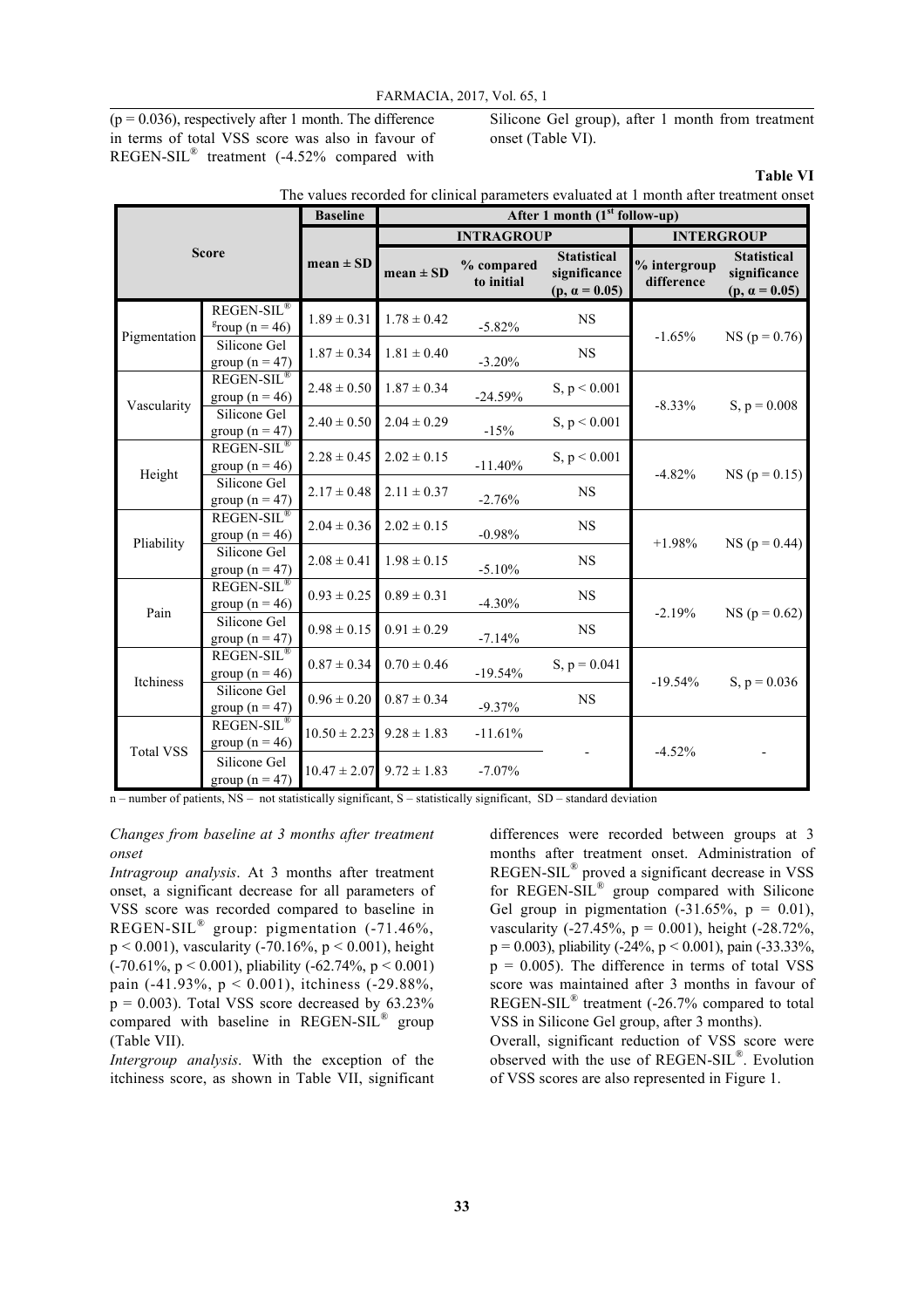(p = 0.036), respectively after 1 month. The difference in terms of total VSS score was also in favour of REGEN-SIL® treatment (-4.52% compared with Silicone Gel group), after 1 month from treatment onset (Table VI).

**Table VI**

The values recorded for clinical parameters evaluated at 1 month after treatment onset

| Score | | Baseline | After 1 month (1st follow-up) | | | | |
|---|---|---|---|---|---|---|---|
| | | | INTRAGROUP | | | INTERGROUP | |
| | | mean ± SD | mean ± SD | % compared to initial | Statistical significance ($p$, $\alpha = 0.05$) | % intergroup difference | Statistical significance ($p$, $\alpha = 0.05$) |
| Pigmentation | REGEN-SIL® group (n = 46) | 1.89 ± 0.31 | 1.78 ± 0.42 | -5.82% | NS | -1.65% | NS ($p = 0.76$) |
| | Silicone Gel group (n = 47) | 1.87 ± 0.34 | 1.81 ± 0.40 | -3.20% | NS | | |
| Vascularity | REGEN-SIL® group (n = 46) | 2.48 ± 0.50 | 1.87 ± 0.34 | -24.59% | S, $p < 0.001$ | -8.33% | S, $p = 0.008$ |
| | Silicone Gel group (n = 47) | 2.40 ± 0.50 | 2.04 ± 0.29 | -15% | S, $p < 0.001$ | | |
| Height | REGEN-SIL® group (n = 46) | 2.28 ± 0.45 | 2.02 ± 0.15 | -11.40% | S, $p < 0.001$ | -4.82% | NS ($p = 0.15$) |
| | Silicone Gel group (n = 47) | 2.17 ± 0.48 | 2.11 ± 0.37 | -2.76% | NS | | |
| Pliability | REGEN-SIL® group (n = 46) | 2.04 ± 0.36 | 2.02 ± 0.15 | -0.98% | NS | +1.98% | NS ($p = 0.44$) |
| | Silicone Gel group (n = 47) | 2.08 ± 0.41 | 1.98 ± 0.15 | -5.10% | NS | | |
| Pain | REGEN-SIL® group (n = 46) | 0.93 ± 0.25 | 0.89 ± 0.31 | -4.30% | NS | -2.19% | NS ($p = 0.62$) |
| | Silicone Gel group (n = 47) | 0.98 ± 0.15 | 0.91 ± 0.29 | -7.14% | NS | | |
| Itchiness | REGEN-SIL® group (n = 46) | 0.87 ± 0.34 | 0.70 ± 0.46 | -19.54% | S, $p = 0.041$ | -19.54% | S, $p = 0.036$ |
| | Silicone Gel group (n = 47) | 0.96 ± 0.20 | 0.87 ± 0.34 | -9.37% | NS | | |
| Total VSS | REGEN-SIL® group (n = 46) | 10.50 ± 2.23 | 9.28 ± 1.83 | -11.61% | - | -4.52% | - |
| | Silicone Gel group (n = 47) | 10.47 ± 2.07 | 9.72 ± 1.83 | -7.07% | | | |

n – number of patients, NS – not statistically significant, S – statistically significant, SD – standard deviation

*Changes from baseline at 3 months after treatment onset*

*Intragroup analysis*. At 3 months after treatment onset, a significant decrease for all parameters of VSS score was recorded compared to baseline in REGEN-SIL® group: pigmentation (-71.46%, $p < 0.001$), vascularity (-70.16%, $p < 0.001$), height (-70.61%, $p < 0.001$), pliability (-62.74%, $p < 0.001$) pain (-41.93%, $p < 0.001$), itchiness (-29.88%, $p = 0.003$). Total VSS score decreased by 63.23% compared with baseline in REGEN-SIL® group (Table VII).

*Intergroup analysis*. With the exception of the itchiness score, as shown in Table VII, significant differences were recorded between groups at 3 months after treatment onset. Administration of REGEN-SIL® proved a significant decrease in VSS for REGEN-SIL® group compared with Silicone Gel group in pigmentation (-31.65%, $p = 0.01$), vascularity (-27.45%, $p = 0.001$), height (-28.72%, $p = 0.003$), pliability (-24%, $p < 0.001$), pain (-33.33%, $p = 0.005$). The difference in terms of total VSS score was maintained after 3 months in favour of REGEN-SIL® treatment (-26.7% compared to total VSS in Silicone Gel group, after 3 months).

Overall, significant reduction of VSS score were observed with the use of REGEN-SIL®. Evolution of VSS scores are also represented in Figure 1.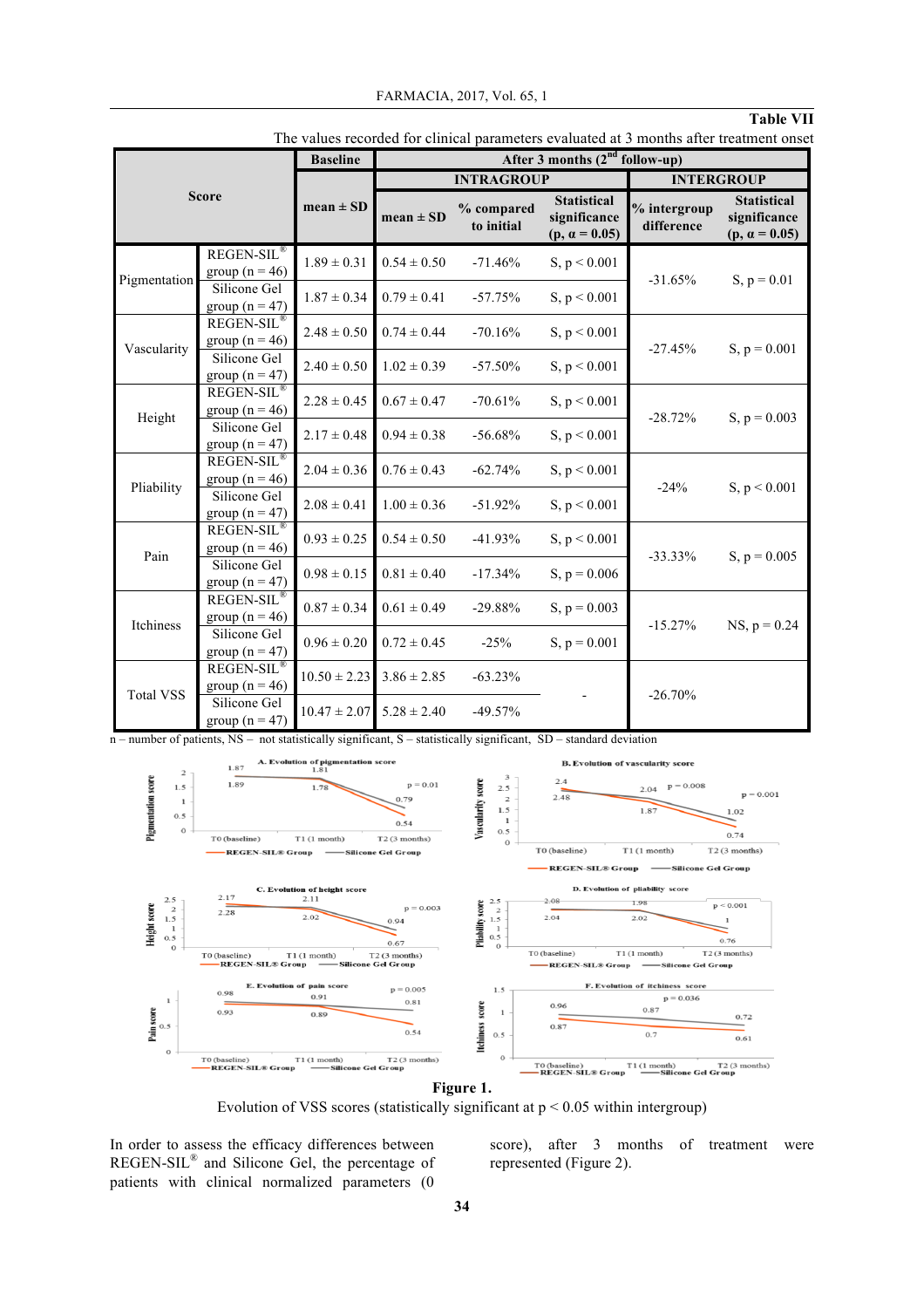**Table VII**

The values recorded for clinical parameters evaluated at 3 months after treatment onset

| Score | | Baseline | After 3 months (2nd follow-up) | | | | |
|---|---|---|---|---|---|---|---|
| | | | INTRAGROUP | | | INTERGROUP | |
| | | mean ± SD | mean ± SD | % compared to initial | Statistical significance (p, α = 0.05) | % intergroup difference | Statistical significance (p, α = 0.05) |
| Pigmentation | REGEN-SIL® group (n = 46) | 1.89 ± 0.31 | 0.54 ± 0.50 | -71.46% | S, p < 0.001 | -31.65% | S, p = 0.01 |
| | Silicone Gel group (n = 47) | 1.87 ± 0.34 | 0.79 ± 0.41 | -57.75% | S, p < 0.001 | | |
| Vascularity | REGEN-SIL® group (n = 46) | 2.48 ± 0.50 | 0.74 ± 0.44 | -70.16% | S, p < 0.001 | -27.45% | S, p = 0.001 |
| | Silicone Gel group (n = 47) | 2.40 ± 0.50 | 1.02 ± 0.39 | -57.50% | S, p < 0.001 | | |
| Height | REGEN-SIL® group (n = 46) | 2.28 ± 0.45 | 0.67 ± 0.47 | -70.61% | S, p < 0.001 | -28.72% | S, p = 0.003 |
| | Silicone Gel group (n = 47) | 2.17 ± 0.48 | 0.94 ± 0.38 | -56.68% | S, p < 0.001 | | |
| Pliability | REGEN-SIL® group (n = 46) | 2.04 ± 0.36 | 0.76 ± 0.43 | -62.74% | S, p < 0.001 | -24% | S, p < 0.001 |
| | Silicone Gel group (n = 47) | 2.08 ± 0.41 | 1.00 ± 0.36 | -51.92% | S, p < 0.001 | | |
| Pain | REGEN-SIL® group (n = 46) | 0.93 ± 0.25 | 0.54 ± 0.50 | -41.93% | S, p < 0.001 | -33.33% | S, p = 0.005 |
| | Silicone Gel group (n = 47) | 0.98 ± 0.15 | 0.81 ± 0.40 | -17.34% | S, p = 0.006 | | |
| Itchiness | REGEN-SIL® group (n = 46) | 0.87 ± 0.34 | 0.61 ± 0.49 | -29.88% | S, p = 0.003 | -15.27% | NS, p = 0.24 |
| | Silicone Gel group (n = 47) | 0.96 ± 0.20 | 0.72 ± 0.45 | -25% | S, p = 0.001 | | |
| Total VSS | REGEN-SIL® group (n = 46) | 10.50 ± 2.23 | 3.86 ± 2.85 | -63.23% | - | -26.70% | |
| | Silicone Gel group (n = 47) | 10.47 ± 2.07 | 5.28 ± 2.40 | -49.57% | | | |

n – number of patients, NS – not statistically significant, S – statistically significant, SD – standard deviation

**Figure 1.**

Evolution of VSS scores (statistically significant at $p < 0.05$ within intergroup)

In order to assess the efficacy differences between REGEN-SIL® and Silicone Gel, the percentage of patients with clinical normalized parameters (0 score), after 3 months of treatment were represented (Figure 2).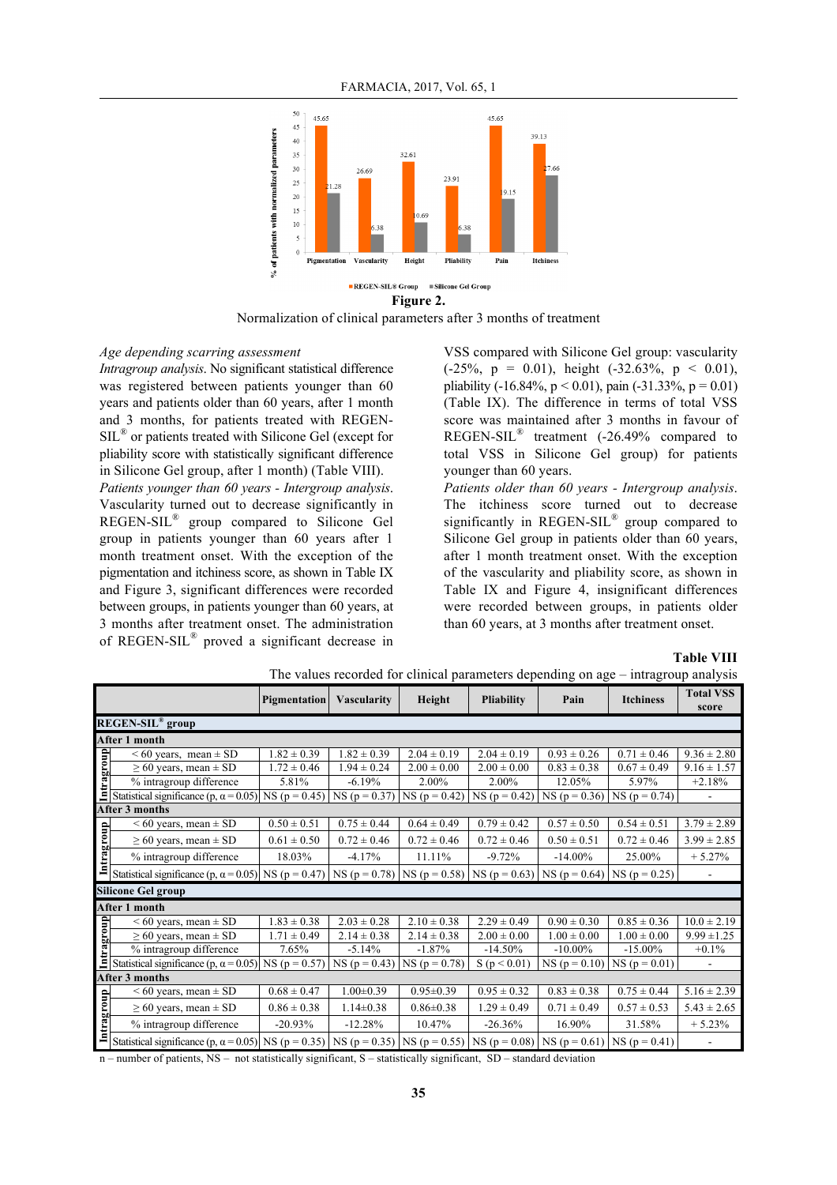Figure 2.

Normalization of clinical parameters after 3 months of treatment

*Age depending scarring assessment*

*Intragroup analysis*. No significant statistical difference was registered between patients younger than 60 years and patients older than 60 years, after 1 month and 3 months, for patients treated with REGEN-SIL® or patients treated with Silicone Gel (except for pliability score with statistically significant difference in Silicone Gel group, after 1 month) (Table VIII).

*Patients younger than 60 years - Intergroup analysis*. Vascularity turned out to decrease significantly in REGEN-SIL® group compared to Silicone Gel group in patients younger than 60 years after 1 month treatment onset. With the exception of the pigmentation and itchiness score, as shown in Table IX and Figure 3, significant differences were recorded between groups, in patients younger than 60 years, at 3 months after treatment onset. The administration of REGEN-SIL® proved a significant decrease in VSS compared with Silicone Gel group: vascularity (-25%, p = 0.01), height (-32.63%, p < 0.01), pliability (-16.84%, p < 0.01), pain (-31.33%, p = 0.01) (Table IX). The difference in terms of total VSS score was maintained after 3 months in favour of REGEN-SIL® treatment (-26.49% compared to total VSS in Silicone Gel group) for patients younger than 60 years.

*Patients older than 60 years - Intergroup analysis*. The itchiness score turned out to decrease significantly in REGEN-SIL® group compared to Silicone Gel group in patients older than 60 years, after 1 month treatment onset. With the exception of the vascularity and pliability score, as shown in Table IX and Figure 4, insignificant differences were recorded between groups, in patients older than 60 years, at 3 months after treatment onset.

**Table VIII**

The values recorded for clinical parameters depending on age – intragroup analysis

| | | Pigmentation | Vascularity | Height | Pliability | Pain | Itchiness | Total VSS score |
|---|---|---|---|---|---|---|---|---|
| **REGEN-SIL® group** | | | | | | | | |
| **After 1 month** | | | | | | | | |
| Intragroup | < 60 years, mean ± SD | 1.82 ± 0.39 | 1.82 ± 0.39 | 2.04 ± 0.19 | 2.04 ± 0.19 | 0.93 ± 0.26 | 0.71 ± 0.46 | 9.36 ± 2.80 |
| | ≥ 60 years, mean ± SD | 1.72 ± 0.46 | 1.94 ± 0.24 | 2.00 ± 0.00 | 2.00 ± 0.00 | 0.83 ± 0.38 | 0.67 ± 0.49 | 9.16 ± 1.57 |
| | % intragroup difference | 5.81% | -6.19% | 2.00% | 2.00% | 12.05% | 5.97% | +2.18% |
| | Statistical significance (p, α = 0.05) | NS (p = 0.45) | NS (p = 0.37) | NS (p = 0.42) | NS (p = 0.42) | NS (p = 0.36) | NS (p = 0.74) | - |
| **After 3 months** | | | | | | | | |
| Intragroup | < 60 years, mean ± SD | 0.50 ± 0.51 | 0.75 ± 0.44 | 0.64 ± 0.49 | 0.79 ± 0.42 | 0.57 ± 0.50 | 0.54 ± 0.51 | 3.79 ± 2.89 |
| | ≥ 60 years, mean ± SD | 0.61 ± 0.50 | 0.72 ± 0.46 | 0.72 ± 0.46 | 0.72 ± 0.46 | 0.50 ± 0.51 | 0.72 ± 0.46 | 3.99 ± 2.85 |
| | % intragroup difference | 18.03% | -4.17% | 11.11% | -9.72% | -14.00% | 25.00% | + 5.27% |
| | Statistical significance (p, α = 0.05) | NS (p = 0.47) | NS (p = 0.78) | NS (p = 0.58) | NS (p = 0.63) | NS (p = 0.64) | NS (p = 0.25) | - |
| **Silicone Gel group** | | | | | | | | |
| **After 1 month** | | | | | | | | |
| Intragroup | < 60 years, mean ± SD | 1.83 ± 0.38 | 2.03 ± 0.28 | 2.10 ± 0.38 | 2.29 ± 0.49 | 0.90 ± 0.30 | 0.85 ± 0.36 | 10.0 ± 2.19 |
| | ≥ 60 years, mean ± SD | 1.71 ± 0.49 | 2.14 ± 0.38 | 2.14 ± 0.38 | 2.00 ± 0.00 | 1.00 ± 0.00 | 1.00 ± 0.00 | 9.99 ±1.25 |
| | % intragroup difference | 7.65% | -5.14% | -1.87% | -14.50% | -10.00% | -15.00% | +0.1% |
| | Statistical significance (p, α = 0.05) | NS (p = 0.57) | NS (p = 0.43) | NS (p = 0.78) | S (p < 0.01) | NS (p = 0.10) | NS (p = 0.01) | - |
| **After 3 months** | | | | | | | | |
| Intragroup | < 60 years, mean ± SD | 0.68 ± 0.47 | 1.00±0.39 | 0.95±0.39 | 0.95 ± 0.32 | 0.83 ± 0.38 | 0.75 ± 0.44 | 5.16 ± 2.39 |
| | ≥ 60 years, mean ± SD | 0.86 ± 0.38 | 1.14±0.38 | 0.86±0.38 | 1.29 ± 0.49 | 0.71 ± 0.49 | 0.57 ± 0.53 | 5.43 ± 2.65 |
| | % intragroup difference | -20.93% | -12.28% | 10.47% | -26.36% | 16.90% | 31.58% | + 5.23% |
| | Statistical significance (p, α = 0.05) | NS (p = 0.35) | NS (p = 0.35) | NS (p = 0.55) | NS (p = 0.08) | NS (p = 0.61) | NS (p = 0.41) | - |

n – number of patients, NS – not statistically significant, S – statistically significant, SD – standard deviation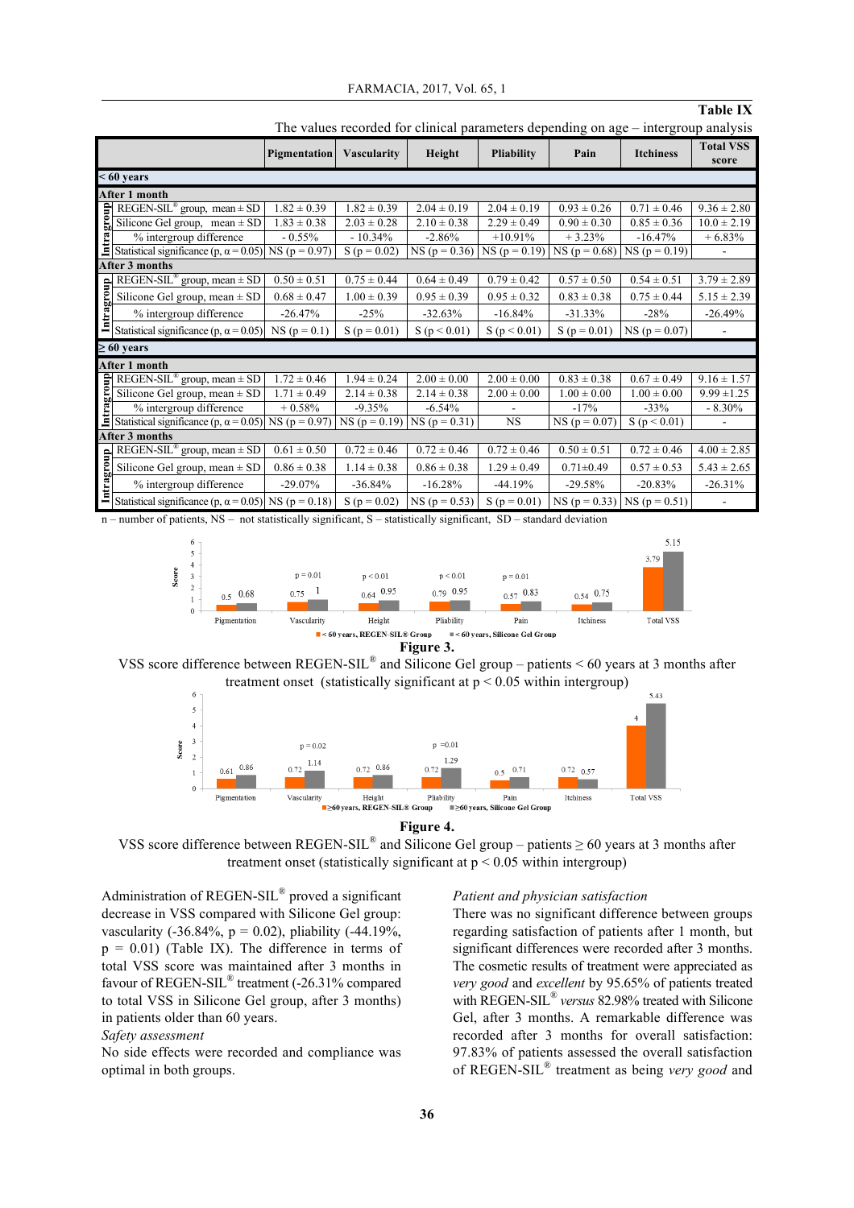**Table IX**

The values recorded for clinical parameters depending on age – intergroup analysis

| | | Pigmentation | Vascularity | Height | Pliability | Pain | Itchiness | Total VSS score |
|---|---|---|---|---|---|---|---|---|
| **< 60 years** | | | | | | | | |
| **After 1 month** | | | | | | | | |
| Intragroup | REGEN-SIL® group, mean ± SD | 1.82 ± 0.39 | 1.82 ± 0.39 | 2.04 ± 0.19 | 2.04 ± 0.19 | 0.93 ± 0.26 | 0.71 ± 0.46 | 9.36 ± 2.80 |
| | Silicone Gel group, mean ± SD | 1.83 ± 0.38 | 2.03 ± 0.28 | 2.10 ± 0.38 | 2.29 ± 0.49 | 0.90 ± 0.30 | 0.85 ± 0.36 | 10.0 ± 2.19 |
| | % intergroup difference | - 0.55% | - 10.34% | -2.86% | +10.91% | + 3.23% | -16.47% | + 6.83% |
| | Statistical significance (p, α = 0.05) | NS (p = 0.97) | S (p = 0.02) | NS (p = 0.36) | NS (p = 0.19) | NS (p = 0.68) | NS (p = 0.19) | - |
| **After 3 months** | | | | | | | | |
| Intragroup | REGEN-SIL® group, mean ± SD | 0.50 ± 0.51 | 0.75 ± 0.44 | 0.64 ± 0.49 | 0.79 ± 0.42 | 0.57 ± 0.50 | 0.54 ± 0.51 | 3.79 ± 2.89 |
| | Silicone Gel group, mean ± SD | 0.68 ± 0.47 | 1.00 ± 0.39 | 0.95 ± 0.39 | 0.95 ± 0.32 | 0.83 ± 0.38 | 0.75 ± 0.44 | 5.15 ± 2.39 |
| | % intergroup difference | -26.47% | -25% | -32.63% | -16.84% | -31.33% | -28% | -26.49% |
| | Statistical significance (p, α = 0.05) | NS (p = 0.1) | S (p = 0.01) | S (p < 0.01) | S (p < 0.01) | S (p = 0.01) | NS (p = 0.07) | - |
| **≥ 60 years** | | | | | | | | |
| **After 1 month** | | | | | | | | |
| Intragroup | REGEN-SIL® group, mean ± SD | 1.72 ± 0.46 | 1.94 ± 0.24 | 2.00 ± 0.00 | 2.00 ± 0.00 | 0.83 ± 0.38 | 0.67 ± 0.49 | 9.16 ± 1.57 |
| | Silicone Gel group, mean ± SD | 1.71 ± 0.49 | 2.14 ± 0.38 | 2.14 ± 0.38 | 2.00 ± 0.00 | 1.00 ± 0.00 | 1.00 ± 0.00 | 9.99 ±1.25 |
| | % intergroup difference | + 0.58% | -9.35% | -6.54% | - | -17% | -33% | - 8.30% |
| | Statistical significance (p, α = 0.05) | NS (p = 0.97) | NS (p = 0.19) | NS (p = 0.31) | NS | NS (p = 0.07) | S (p < 0.01) | - |
| **After 3 months** | | | | | | | | |
| Intragroup | REGEN-SIL® group, mean ± SD | 0.61 ± 0.50 | 0.72 ± 0.46 | 0.72 ± 0.46 | 0.72 ± 0.46 | 0.50 ± 0.51 | 0.72 ± 0.46 | 4.00 ± 2.85 |
| | Silicone Gel group, mean ± SD | 0.86 ± 0.38 | 1.14 ± 0.38 | 0.86 ± 0.38 | 1.29 ± 0.49 | 0.71±0.49 | 0.57 ± 0.53 | 5.43 ± 2.65 |
| | % intergroup difference | -29.07% | -36.84% | -16.28% | -44.19% | -29.58% | -20.83% | -26.31% |
| | Statistical significance (p, α = 0.05) | NS (p = 0.18) | S (p = 0.02) | NS (p = 0.53) | S (p = 0.01) | NS (p = 0.33) | NS (p = 0.51) | - |

n – number of patients, NS – not statistically significant, S – statistically significant, SD – standard deviation

**Figure 3.**

VSS score difference between REGEN-SIL® and Silicone Gel group – patients < 60 years at 3 months after treatment onset (statistically significant at $p < 0.05$ within intergroup)

**Figure 4.**

VSS score difference between REGEN-SIL® and Silicone Gel group – patients ≥ 60 years at 3 months after treatment onset (statistically significant at $p < 0.05$ within intergroup)

Administration of REGEN-SIL® proved a significant decrease in VSS compared with Silicone Gel group: vascularity (-36.84%, p = 0.02), pliability (-44.19%, p = 0.01) (Table IX). The difference in terms of total VSS score was maintained after 3 months in favour of REGEN-SIL® treatment (-26.31% compared to total VSS in Silicone Gel group, after 3 months) in patients older than 60 years.

*Safety assessment*

No side effects were recorded and compliance was optimal in both groups.

*Patient and physician satisfaction*

There was no significant difference between groups regarding satisfaction of patients after 1 month, but significant differences were recorded after 3 months. The cosmetic results of treatment were appreciated as *very good* and *excellent* by 95.65% of patients treated with REGEN-SIL® *versus* 82.98% treated with Silicone Gel, after 3 months. A remarkable difference was recorded after 3 months for overall satisfaction: 97.83% of patients assessed the overall satisfaction of REGEN-SIL® treatment as being *very good* and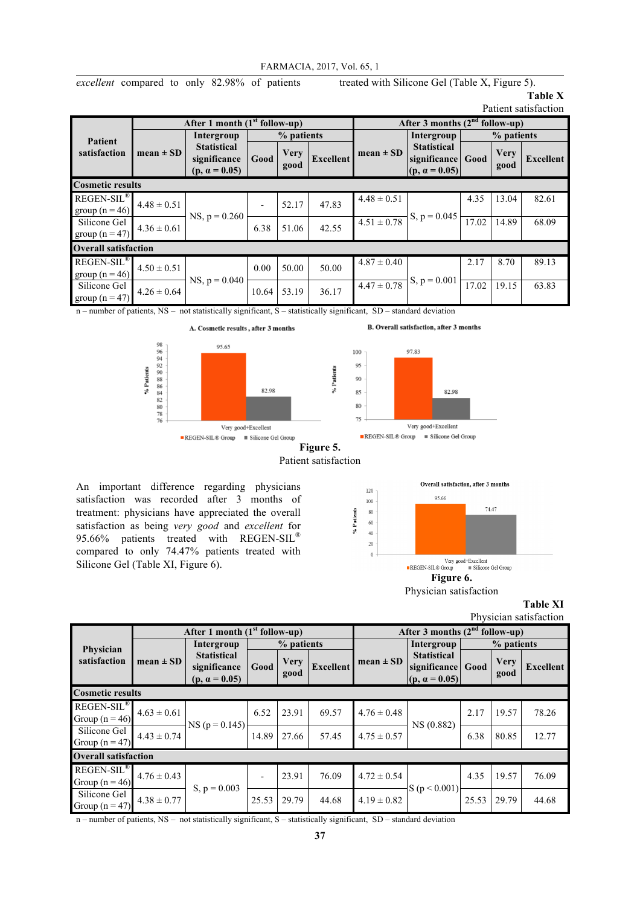*excellent* compared to only 82.98% of patients treated with Silicone Gel (Table X, Figure 5).

**Table X**

Patient satisfaction

| Patient satisfaction | After 1 month (1st follow-up) | | | | | After 3 months (2nd follow-up) | | | | |
|---|---|---|---|---|---|---|---|---|---|---|
| | mean ± SD | Intergroup Statistical significance (p, α = 0.05) | % patients | | | mean ± SD | Intergroup Statistical significance (p, α = 0.05) | % patients | | |
| | | | Good | Very good | Excellent | | | Good | Very good | Excellent |
| **Cosmetic results** | | | | | | | | | | |
| REGEN-SIL® group (n = 46) | 4.48 ± 0.51 | NS, p = 0.260 | - | 52.17 | 47.83 | 4.48 ± 0.51 | S, p = 0.045 | 4.35 | 13.04 | 82.61 |
| Silicone Gel group (n = 47) | 4.36 ± 0.61 | | 6.38 | 51.06 | 42.55 | 4.51 ± 0.78 | | 17.02 | 14.89 | 68.09 |
| **Overall satisfaction** | | | | | | | | | | |
| REGEN-SIL® group (n = 46) | 4.50 ± 0.51 | NS, p = 0.040 | 0.00 | 50.00 | 50.00 | 4.87 ± 0.40 | S, p = 0.001 | 2.17 | 8.70 | 89.13 |
| Silicone Gel group (n = 47) | 4.26 ± 0.64 | | 10.64 | 53.19 | 36.17 | 4.47 ± 0.78 | | 17.02 | 19.15 | 63.83 |

n – number of patients, NS – not statistically significant, S – statistically significant, SD – standard deviation

**Figure 5.**
Patient satisfaction

An important difference regarding physicians satisfaction was recorded after 3 months of treatment: physicians have appreciated the overall satisfaction as being *very good* and *excellent* for 95.66% patients treated with REGEN-SIL® compared to only 74.47% patients treated with Silicone Gel (Table XI, Figure 6).

**Figure 6.**
Physician satisfaction

**Table XI**

Physician satisfaction

| Physician satisfaction | After 1 month (1st follow-up) | | | | | After 3 months (2nd follow-up) | | | | |
|---|---|---|---|---|---|---|---|---|---|---|
| | mean ± SD | Intergroup Statistical significance (p, α = 0.05) | % patients | | | mean ± SD | Intergroup Statistical significance (p, α = 0.05) | % patients | | |
| | | | Good | Very good | Excellent | | | Good | Very good | Excellent |
| **Cosmetic results** | | | | | | | | | | |
| REGEN-SIL® Group (n = 46) | 4.63 ± 0.61 | NS (p = 0.145) | 6.52 | 23.91 | 69.57 | 4.76 ± 0.48 | NS (0.882) | 2.17 | 19.57 | 78.26 |
| Silicone Gel Group (n = 47) | 4.43 ± 0.74 | | 14.89 | 27.66 | 57.45 | 4.75 ± 0.57 | | 6.38 | 80.85 | 12.77 |
| **Overall satisfaction** | | | | | | | | | | |
| REGEN-SIL® Group (n = 46) | 4.76 ± 0.43 | S, p = 0.003 | - | 23.91 | 76.09 | 4.72 ± 0.54 | S (p < 0.001) | 4.35 | 19.57 | 76.09 |
| Silicone Gel Group (n = 47) | 4.38 ± 0.77 | | 25.53 | 29.79 | 44.68 | 4.19 ± 0.82 | | 25.53 | 29.79 | 44.68 |

n – number of patients, NS – not statistically significant, S – statistically significant, SD – standard deviation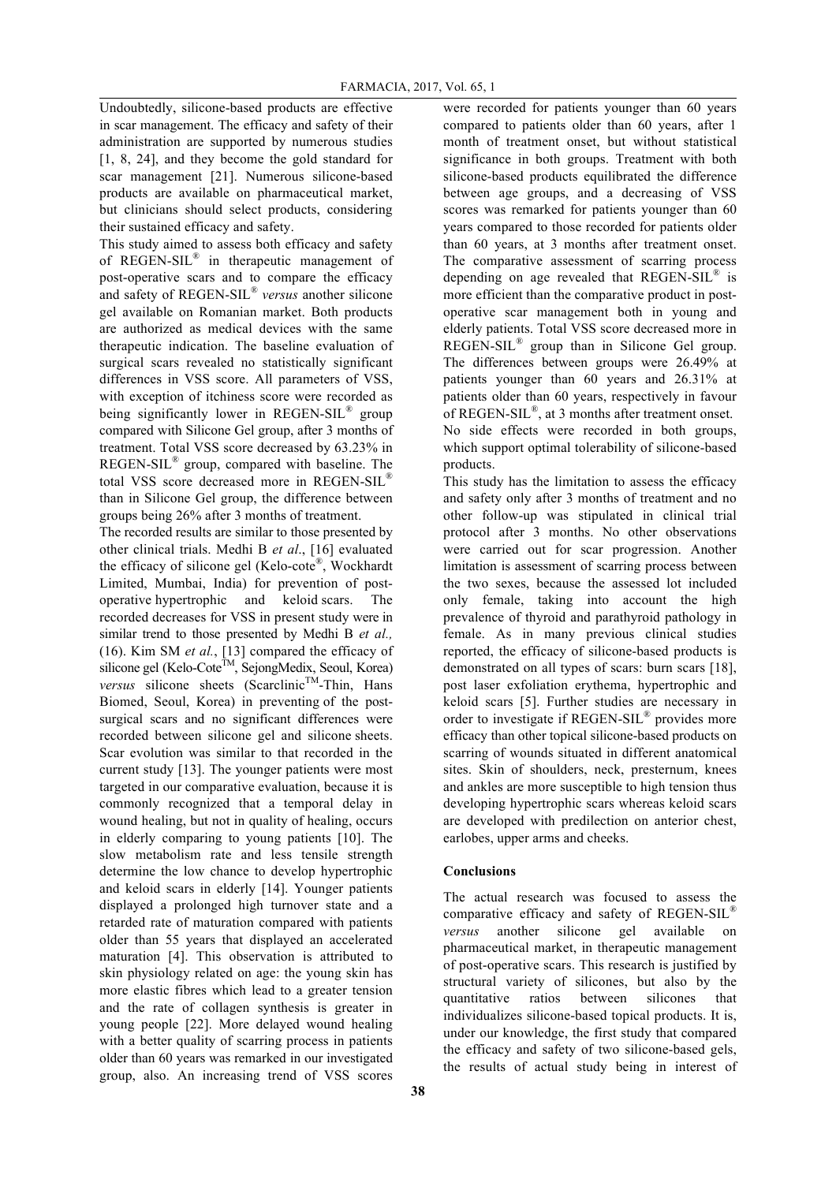Undoubtedly, silicone-based products are effective in scar management. The efficacy and safety of their administration are supported by numerous studies [1, 8, 24], and they become the gold standard for scar management [21]. Numerous silicone-based products are available on pharmaceutical market, but clinicians should select products, considering their sustained efficacy and safety.

This study aimed to assess both efficacy and safety of REGEN-SIL® in therapeutic management of post-operative scars and to compare the efficacy and safety of REGEN-SIL® *versus* another silicone gel available on Romanian market. Both products are authorized as medical devices with the same therapeutic indication. The baseline evaluation of surgical scars revealed no statistically significant differences in VSS score. All parameters of VSS, with exception of itchiness score were recorded as being significantly lower in REGEN-SIL® group compared with Silicone Gel group, after 3 months of treatment. Total VSS score decreased by 63.23% in REGEN-SIL® group, compared with baseline. The total VSS score decreased more in REGEN-SIL® than in Silicone Gel group, the difference between groups being 26% after 3 months of treatment.

The recorded results are similar to those presented by other clinical trials. Medhi B *et al*., [16] evaluated the efficacy of silicone gel (Kelo-cote®, Wockhardt Limited, Mumbai, India) for prevention of post-operative hypertrophic and keloid scars. The recorded decreases for VSS in present study were in similar trend to those presented by Medhi B *et al.,* (16). Kim SM *et al.*, [13] compared the efficacy of silicone gel (Kelo-Cote™, SejongMedix, Seoul, Korea) *versus* silicone sheets (Scarclinic™-Thin, Hans Biomed, Seoul, Korea) in preventing of the post-surgical scars and no significant differences were recorded between silicone gel and silicone sheets. Scar evolution was similar to that recorded in the current study [13]. The younger patients were most targeted in our comparative evaluation, because it is commonly recognized that a temporal delay in wound healing, but not in quality of healing, occurs in elderly comparing to young patients [10]. The slow metabolism rate and less tensile strength determine the low chance to develop hypertrophic and keloid scars in elderly [14]. Younger patients displayed a prolonged high turnover state and a retarded rate of maturation compared with patients older than 55 years that displayed an accelerated maturation [4]. This observation is attributed to skin physiology related on age: the young skin has more elastic fibres which lead to a greater tension and the rate of collagen synthesis is greater in young people [22]. More delayed wound healing with a better quality of scarring process in patients older than 60 years was remarked in our investigated group, also. An increasing trend of VSS scores were recorded for patients younger than 60 years compared to patients older than 60 years, after 1 month of treatment onset, but without statistical significance in both groups. Treatment with both silicone-based products equilibrated the difference between age groups, and a decreasing of VSS scores was remarked for patients younger than 60 years compared to those recorded for patients older than 60 years, at 3 months after treatment onset. The comparative assessment of scarring process depending on age revealed that REGEN-SIL® is more efficient than the comparative product in post-operative scar management both in young and elderly patients. Total VSS score decreased more in REGEN-SIL® group than in Silicone Gel group. The differences between groups were 26.49% at patients younger than 60 years and 26.31% at patients older than 60 years, respectively in favour of REGEN-SIL®, at 3 months after treatment onset.

No side effects were recorded in both groups, which support optimal tolerability of silicone-based products.

This study has the limitation to assess the efficacy and safety only after 3 months of treatment and no other follow-up was stipulated in clinical trial protocol after 3 months. No other observations were carried out for scar progression. Another limitation is assessment of scarring process between the two sexes, because the assessed lot included only female, taking into account the high prevalence of thyroid and parathyroid pathology in female. As in many previous clinical studies reported, the efficacy of silicone-based products is demonstrated on all types of scars: burn scars [18], post laser exfoliation erythema, hypertrophic and keloid scars [5]. Further studies are necessary in order to investigate if REGEN-SIL® provides more efficacy than other topical silicone-based products on scarring of wounds situated in different anatomical sites. Skin of shoulders, neck, presternum, knees and ankles are more susceptible to high tension thus developing hypertrophic scars whereas keloid scars are developed with predilection on anterior chest, earlobes, upper arms and cheeks.

## Conclusions

The actual research was focused to assess the comparative efficacy and safety of REGEN-SIL® *versus* another silicone gel available on pharmaceutical market, in therapeutic management of post-operative scars. This research is justified by structural variety of silicones, but also by the quantitative ratios between silicones that individualizes silicone-based topical products. It is, under our knowledge, the first study that compared the efficacy and safety of two silicone-based gels, the results of actual study being in interest of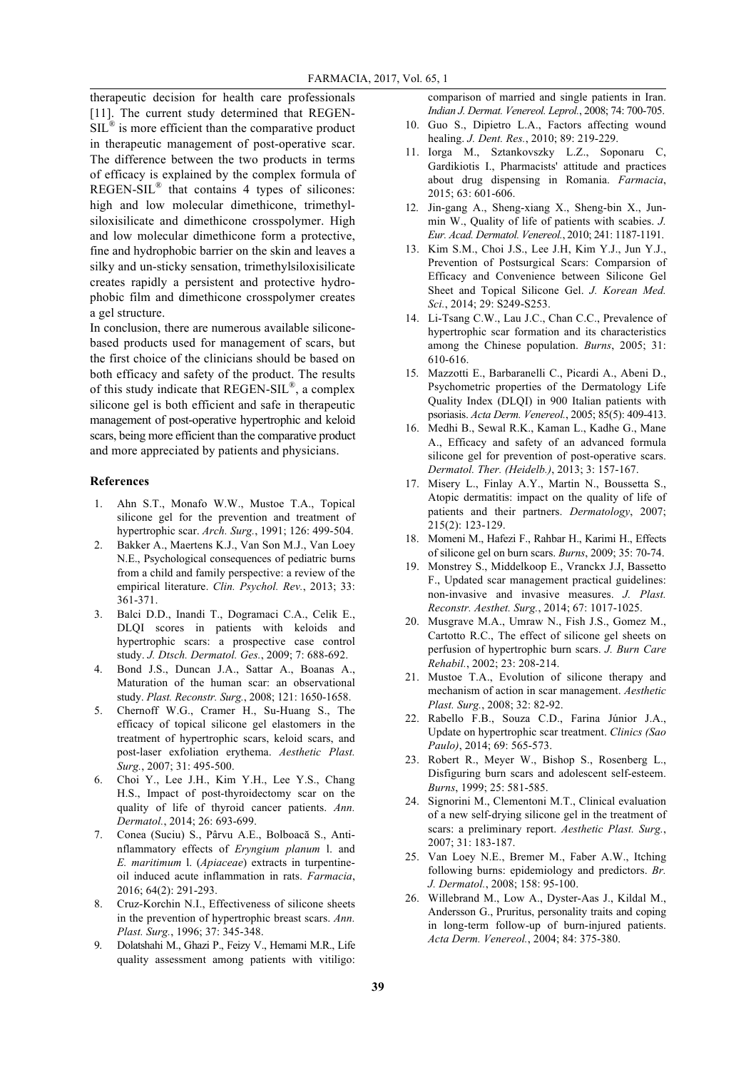therapeutic decision for health care professionals [11]. The current study determined that REGEN-SIL® is more efficient than the comparative product in therapeutic management of post-operative scar. The difference between the two products in terms of efficacy is explained by the complex formula of REGEN-SIL® that contains 4 types of silicones: high and low molecular dimethicone, trimethylsiloxisilicate and dimethicone crosspolymer. High and low molecular dimethicone form a protective, fine and hydrophobic barrier on the skin and leaves a silky and un-sticky sensation, trimethylsiloxisilicate creates rapidly a persistent and protective hydrophobic film and dimethicone crosspolymer creates a gel structure.

In conclusion, there are numerous available silicone-based products used for management of scars, but the first choice of the clinicians should be based on both efficacy and safety of the product. The results of this study indicate that REGEN-SIL®, a complex silicone gel is both efficient and safe in therapeutic management of post-operative hypertrophic and keloid scars, being more efficient than the comparative product and more appreciated by patients and physicians.

## References

1. Ahn S.T., Monafo W.W., Mustoe T.A., Topical silicone gel for the prevention and treatment of hypertrophic scar. *Arch. Surg.*, 1991; 126: 499-504.
2. Bakker A., Maertens K.J., Van Son M.J., Van Loey N.E., Psychological consequences of pediatric burns from a child and family perspective: a review of the empirical literature. *Clin. Psychol. Rev.*, 2013; 33: 361-371.
3. Balci D.D., Inandi T., Dogramaci C.A., Celik E., DLQI scores in patients with keloids and hypertrophic scars: a prospective case control study. *J. Dtsch. Dermatol. Ges.*, 2009; 7: 688-692.
4. Bond J.S., Duncan J.A., Sattar A., Boanas A., Maturation of the human scar: an observational study. *Plast. Reconstr. Surg.*, 2008; 121: 1650-1658.
5. Chernoff W.G., Cramer H., Su-Huang S., The efficacy of topical silicone gel elastomers in the treatment of hypertrophic scars, keloid scars, and post-laser exfoliation erythema. *Aesthetic Plast. Surg.*, 2007; 31: 495-500.
6. Choi Y., Lee J.H., Kim Y.H., Lee Y.S., Chang H.S., Impact of post-thyroidectomy scar on the quality of life of thyroid cancer patients. *Ann. Dermatol.*, 2014; 26: 693-699.
7. Conea (Suciu) S., Pârvu A.E., Bolboacă S., Anti-nflammatory effects of *Eryngium planum* l. and *E. maritimum* l. (*Apiaceae*) extracts in turpentine-oil induced acute inflammation in rats. *Farmacia*, 2016; 64(2): 291-293.
8. Cruz-Korchin N.I., Effectiveness of silicone sheets in the prevention of hypertrophic breast scars. *Ann. Plast. Surg.*, 1996; 37: 345-348.
9. Dolatshahi M., Ghazi P., Feizy V., Hemami M.R., Life quality assessment among patients with vitiligo: comparison of married and single patients in Iran. *Indian J. Dermat. Venereol. Leprol.*, 2008; 74: 700-705.
10. Guo S., Dipietro L.A., Factors affecting wound healing. *J. Dent. Res.*, 2010; 89: 219-229.
11. Iorga M., Sztankovszky L.Z., Soponaru C, Gardikiotis I., Pharmacists' attitude and practices about drug dispensing in Romania. *Farmacia*, 2015; 63: 601-606.
12. Jin-gang A., Sheng-xiang X., Sheng-bin X., Jun-min W., Quality of life of patients with scabies. *J. Eur. Acad. Dermatol. Venereol.*, 2010; 241: 1187-1191.
13. Kim S.M., Choi J.S., Lee J.H, Kim Y.J., Jun Y.J., Prevention of Postsurgical Scars: Comparsion of Efficacy and Convenience between Silicone Gel Sheet and Topical Silicone Gel. *J. Korean Med. Sci.*, 2014; 29: S249-S253.
14. Li-Tsang C.W., Lau J.C., Chan C.C., Prevalence of hypertrophic scar formation and its characteristics among the Chinese population. *Burns*, 2005; 31: 610-616.
15. Mazzotti E., Barbaranelli C., Picardi A., Abeni D., Psychometric properties of the Dermatology Life Quality Index (DLQI) in 900 Italian patients with psoriasis. *Acta Derm. Venereol.*, 2005; 85(5): 409-413.
16. Medhi B., Sewal R.K., Kaman L., Kadhe G., Mane A., Efficacy and safety of an advanced formula silicone gel for prevention of post-operative scars. *Dermatol. Ther. (Heidelb.)*, 2013; 3: 157-167.
17. Misery L., Finlay A.Y., Martin N., Boussetta S., Atopic dermatitis: impact on the quality of life of patients and their partners. *Dermatology*, 2007; 215(2): 123-129.
18. Momeni M., Hafezi F., Rahbar H., Karimi H., Effects of silicone gel on burn scars. *Burns*, 2009; 35: 70-74.
19. Monstrey S., Middelkoop E., Vranckx J.J, Bassetto F., Updated scar management practical guidelines: non-invasive and invasive measures. *J. Plast. Reconstr. Aesthet. Surg.*, 2014; 67: 1017-1025.
20. Musgrave M.A., Umraw N., Fish J.S., Gomez M., Cartotto R.C., The effect of silicone gel sheets on perfusion of hypertrophic burn scars. *J. Burn Care Rehabil.*, 2002; 23: 208-214.
21. Mustoe T.A., Evolution of silicone therapy and mechanism of action in scar management. *Aesthetic Plast. Surg.*, 2008; 32: 82-92.
22. Rabello F.B., Souza C.D., Farina Júnior J.A., Update on hypertrophic scar treatment. *Clinics (Sao Paulo)*, 2014; 69: 565-573.
23. Robert R., Meyer W., Bishop S., Rosenberg L., Disfiguring burn scars and adolescent self-esteem. *Burns*, 1999; 25: 581-585.
24. Signorini M., Clementoni M.T., Clinical evaluation of a new self-drying silicone gel in the treatment of scars: a preliminary report. *Aesthetic Plast. Surg.*, 2007; 31: 183-187.
25. Van Loey N.E., Bremer M., Faber A.W., Itching following burns: epidemiology and predictors. *Br. J. Dermatol.*, 2008; 158: 95-100.
26. Willebrand M., Low A., Dyster-Aas J., Kildal M., Andersson G., Pruritus, personality traits and coping in long-term follow-up of burn-injured patients. *Acta Derm. Venereol.*, 2004; 84: 375-380.